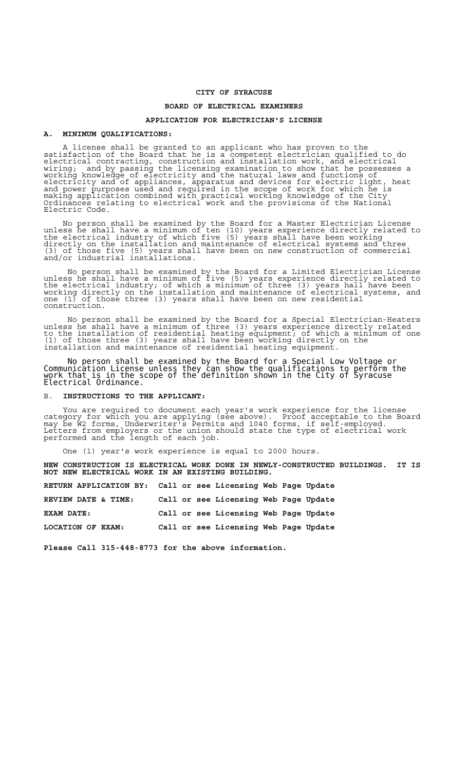# CITY OF SYRACUSE

## BOARD OF ELECTRICAL EXAMINERS

### APPLICATION FOR ELECTRICIAN'S LICENSE

**A. MINIMUM QUALIFICATIONS:**

A license shall be granted to an applicant who has proven to the satisfaction of the Board that he is a competent electrician qualified to do electrical contracting, construction and installation work, and electrical wiring; and by passing the licensing examination to show that he possesses a working knowledge of electricity and the natural laws and functions of electricity and of appliances, apparatus and devices for electric light, heat and power purposes used and required in the scope of work for which he is making application combined with practical working knowledge of the City Ordinances relating to electrical work and the provisions of the National Electric Code.

No person shall be examined by the Board for a Master Electrician License unless he shall have a minimum of ten (10) years experience directly related to the electrical industry of which five (5) years shall have been working directly on the installation and maintenance of electrical systems and three (3) of those five (5) years shall have been on new construction of commercial and/or industrial installations.

No person shall be examined by the Board for a Limited Electrician License unless he shall have a minimum of five (5) years experience directly related to the electrical industry; of which a minimum of three (3) years hall have been working directly on the installation and maintenance of electrical systems, and one (1) of those three (3) years shall have been on new residential construction.

No person shall be examined by the Board for a Special Electrician-Heaters unless he shall have a minimum of three (3) years experience directly related to the installation of residential heating equipment; of which a minimum of one (1) of those three (3) years shall have been working directly on the installation and maintenance of residential heating equipment.

No person shall be examined by the Board for a Special Low Voltage or Communication License unless they can show the qualifications to perform the work that is in the scope of the definition shown in the City of Syracuse Electrical Ordinance.

B. **INSTRUCTIONS TO THE APPLICANT:**

You are required to document each year's work experience for the license category for which you are applying (see above). Proof acceptable to the Board may be W2 forms, Underwriter's Permits and 1040 forms, if self-employed. Letters from employers or the union should state the type of electrical work performed and the length of each job.

One (1) year's work experience is equal to 2000 hours.

**NEW CONSTRUCTION IS ELECTRICAL WORK DONE IN NEWLY-CONSTRUCTED BUILDINGS. IT IS NOT NEW ELECTRICAL WORK IN AN EXISTING BUILDING.**

**RETURN APPLICATION BY: Call or see Licensing Web Page Update**

**REVIEW DATE & TIME: Call or see Licensing Web Page Update**

**EXAM DATE: Call or see Licensing Web Page Update**

**LOCATION OF EXAM: Call or see Licensing Web Page Update**

**Please Call 315-448-8773 for the above information.**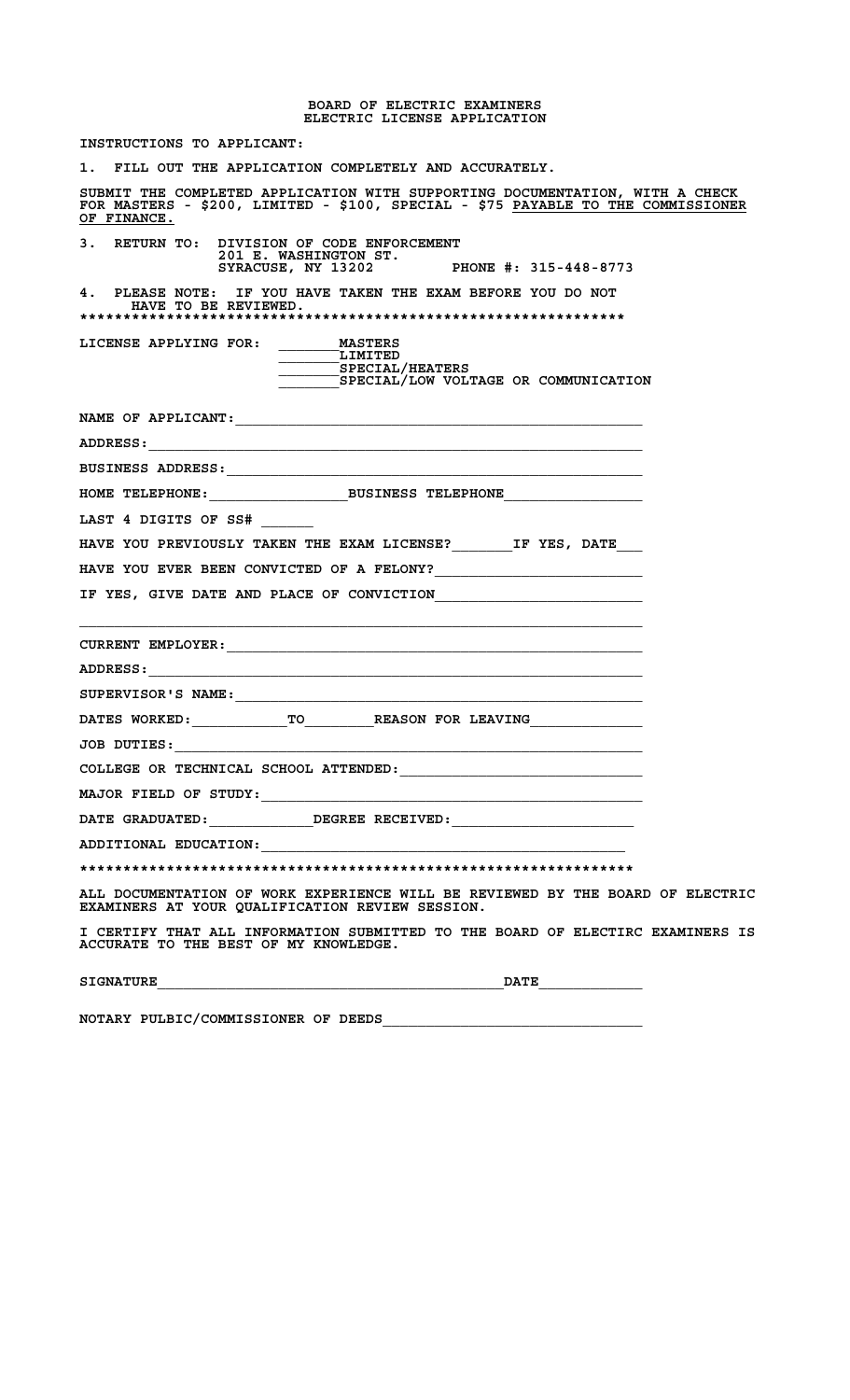**BOARD OF ELECTRIC EXAMINERS**
**ELECTRIC LICENSE APPLICATION**

**INSTRUCTIONS TO APPLICANT:**

1. FILL OUT THE APPLICATION COMPLETELY AND ACCURATELY.

SUBMIT THE COMPLETED APPLICATION WITH SUPPORTING DOCUMENTATION, WITH A CHECK FOR MASTERS - $200, LIMITED - $100, SPECIAL - $75 PAYABLE TO THE COMMISSIONER OF FINANCE.

3. RETURN TO: DIVISION OF CODE ENFORCEMENT
201 E. WASHINGTON ST.
SYRACUSE, NY 13202 PHONE #: 315-448-8773

4. PLEASE NOTE: IF YOU HAVE TAKEN THE EXAM BEFORE YOU DO NOT HAVE TO BE REVIEWED.

**************************************************************

LICENSE APPLYING FOR:
_______ MASTERS
_______ LIMITED
_______ SPECIAL/HEATERS
_______ SPECIAL/LOW VOLTAGE OR COMMUNICATION

NAME OF APPLICANT: ______________________________

ADDRESS: ______________________________

BUSINESS ADDRESS: ______________________________

HOME TELEPHONE: ______________ BUSINESS TELEPHONE ______________

LAST 4 DIGITS OF SS# ______

HAVE YOU PREVIOUSLY TAKEN THE EXAM LICENSE? _______ IF YES, DATE ___

HAVE YOU EVER BEEN CONVICTED OF A FELONY? ______________________

IF YES, GIVE DATE AND PLACE OF CONVICTION ______________________

______________________________________________________________

CURRENT EMPLOYER: ______________________________

ADDRESS: ______________________________

SUPERVISOR'S NAME: ______________________________

DATES WORKED: __________ TO ________ REASON FOR LEAVING ____________

JOB DUTIES: ______________________________

COLLEGE OR TECHNICAL SCHOOL ATTENDED: ______________________________

MAJOR FIELD OF STUDY: ______________________________

DATE GRADUATED: ____________ DEGREE RECEIVED: ____________________

ADDITIONAL EDUCATION: ______________________________

**************************************************************

ALL DOCUMENTATION OF WORK EXPERIENCE WILL BE REVIEWED BY THE BOARD OF ELECTRIC EXAMINERS AT YOUR QUALIFICATION REVIEW SESSION.

I CERTIFY THAT ALL INFORMATION SUBMITTED TO THE BOARD OF ELECTIRC EXAMINERS IS ACCURATE TO THE BEST OF MY KNOWLEDGE.

SIGNATURE ______________________________ DATE ____________

NOTARY PULBIC/COMMISSIONER OF DEEDS ______________________________